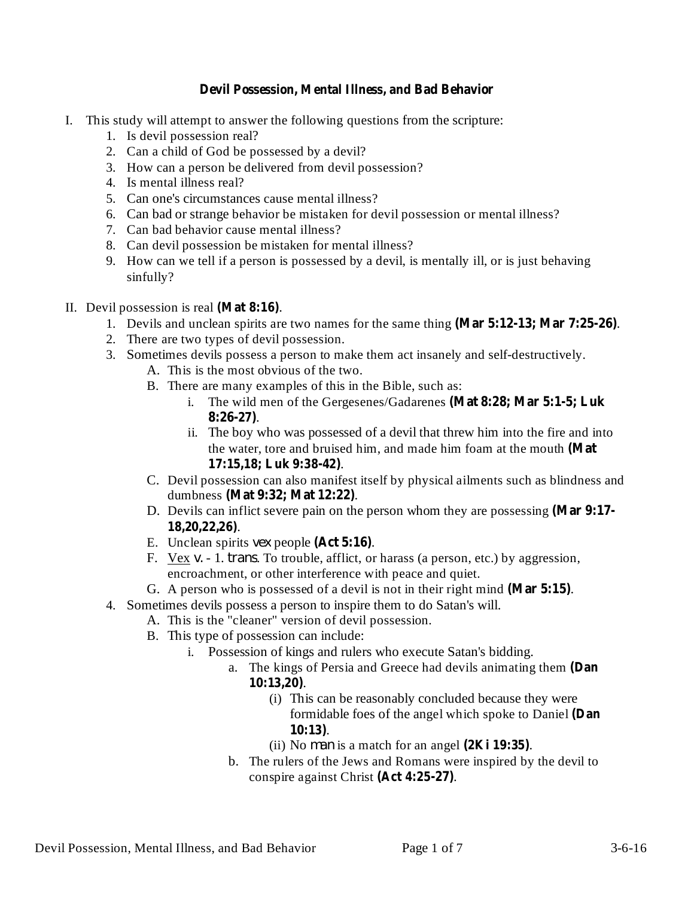# Devil Possession, Mental Illness, and Bad Behavior

I. This study will attempt to answer the following questions from the scripture:
   1. Is devil possession real?
   2. Can a child of God be possessed by a devil?
   3. How can a person be delivered from devil possession?
   4. Is mental illness real?
   5. Can one's circumstances cause mental illness?
   6. Can bad or strange behavior be mistaken for devil possession or mental illness?
   7. Can bad behavior cause mental illness?
   8. Can devil possession be mistaken for mental illness?
   9. How can we tell if a person is possessed by a devil, is mentally ill, or is just behaving sinfully?

II. Devil possession is real **(Mat 8:16)**.
   1. Devils and unclean spirits are two names for the same thing **(Mar 5:12-13; Mar 7:25-26)**.
   2. There are two types of devil possession.
   3. Sometimes devils possess a person to make them act insanely and self-destructively.
      A. This is the most obvious of the two.
      B. There are many examples of this in the Bible, such as:
         i. The wild men of the Gergesenes/Gadarenes **(Mat 8:28; Mar 5:1-5; Luk 8:26-27)**.
         ii. The boy who was possessed of a devil that threw him into the fire and into the water, tore and bruised him, and made him foam at the mouth **(Mat 17:15,18; Luk 9:38-42)**.
      C. Devil possession can also manifest itself by physical ailments such as blindness and dumbness **(Mat 9:32; Mat 12:22)**.
      D. Devils can inflict severe pain on the person whom they are possessing **(Mar 9:17-18,20,22,26)**.
      E. Unclean spirits *vex* people **(Act 5:16)**.
      F. <u>Vex</u> *v.* - 1. *trans*. To trouble, afflict, or harass (a person, etc.) by aggression, encroachment, or other interference with peace and quiet.
      G. A person who is possessed of a devil is not in their right mind **(Mar 5:15)**.
   4. Sometimes devils possess a person to inspire them to do Satan's will.
      A. This is the "cleaner" version of devil possession.
      B. This type of possession can include:
         i. Possession of kings and rulers who execute Satan's bidding.
            a. The kings of Persia and Greece had devils animating them **(Dan 10:13,20)**.
               (i) This can be reasonably concluded because they were formidable foes of the angel which spoke to Daniel **(Dan 10:13)**.
               (ii) No *man* is a match for an angel **(2Ki 19:35)**.
            b. The rulers of the Jews and Romans were inspired by the devil to conspire against Christ **(Act 4:25-27)**.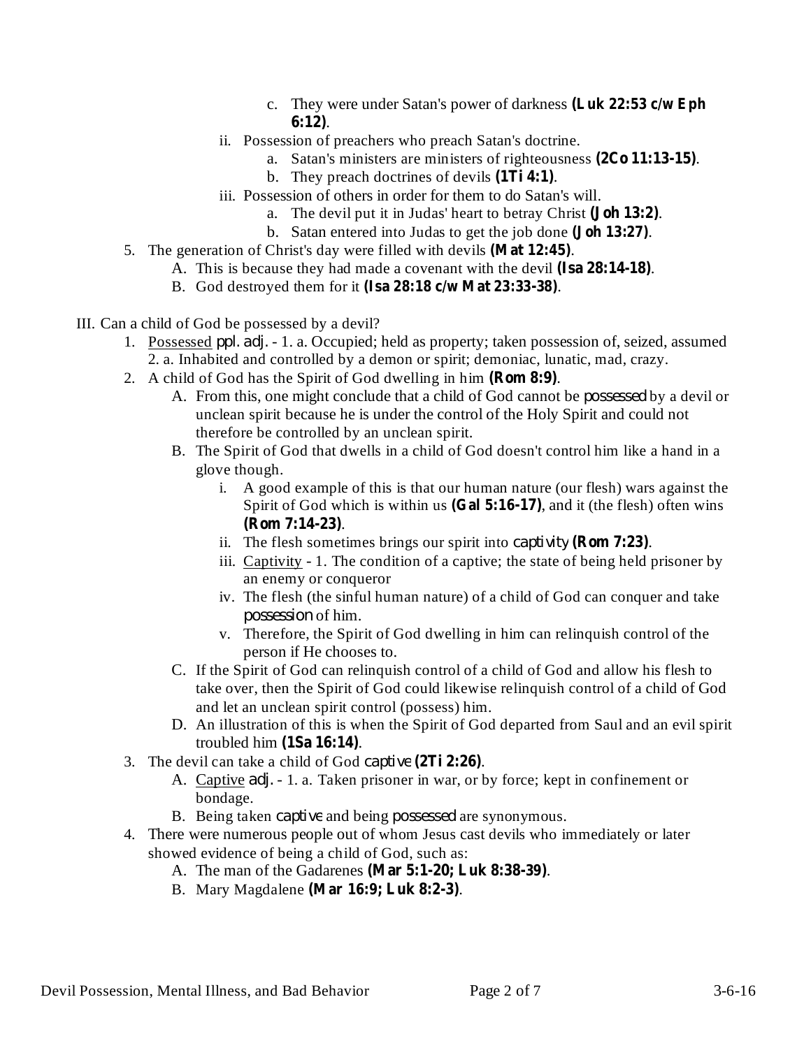c. They were under Satan's power of darkness **(Luk 22:53 c/w Eph 6:12)**.
        ii. Possession of preachers who preach Satan's doctrine.
            a. Satan's ministers are ministers of righteousness **(2Co 11:13-15)**.
            b. They preach doctrines of devils **(1Ti 4:1)**.
        iii. Possession of others in order for them to do Satan's will.
            a. The devil put it in Judas' heart to betray Christ **(Joh 13:2)**.
            b. Satan entered into Judas to get the job done **(Joh 13:27)**.
5. The generation of Christ's day were filled with devils **(Mat 12:45)**.
    A. This is because they had made a covenant with the devil **(Isa 28:14-18)**.
    B. God destroyed them for it **(Isa 28:18 c/w Mat 23:33-38)**.

III. Can a child of God be possessed by a devil?

1. Possessed *ppl. adj.* - 1. a. Occupied; held as property; taken possession of, seized, assumed 2. a. Inhabited and controlled by a demon or spirit; demoniac, lunatic, mad, crazy.
2. A child of God has the Spirit of God dwelling in him **(Rom 8:9)**.
    A. From this, one might conclude that a child of God cannot be *possessed* by a devil or unclean spirit because he is under the control of the Holy Spirit and could not therefore be controlled by an unclean spirit.
    B. The Spirit of God that dwells in a child of God doesn't control him like a hand in a glove though.
        i. A good example of this is that our human nature (our flesh) wars against the Spirit of God which is within us **(Gal 5:16-17)**, and it (the flesh) often wins **(Rom 7:14-23)**.
        ii. The flesh sometimes brings our spirit into *captivity* **(Rom 7:23)**.
        iii. Captivity - 1. The condition of a captive; the state of being held prisoner by an enemy or conqueror
        iv. The flesh (the sinful human nature) of a child of God can conquer and take *possession* of him.
        v. Therefore, the Spirit of God dwelling in him can relinquish control of the person if He chooses to.
    C. If the Spirit of God can relinquish control of a child of God and allow his flesh to take over, then the Spirit of God could likewise relinquish control of a child of God and let an unclean spirit control (possess) him.
    D. An illustration of this is when the Spirit of God departed from Saul and an evil spirit troubled him **(1Sa 16:14)**.
3. The devil can take a child of God *captive* **(2Ti 2:26)**.
    A. Captive *adj.* - 1. a. Taken prisoner in war, or by force; kept in confinement or bondage.
    B. Being taken *captive* and being *possessed* are synonymous.
4. There were numerous people out of whom Jesus cast devils who immediately or later showed evidence of being a child of God, such as:
    A. The man of the Gadarenes **(Mar 5:1-20; Luk 8:38-39)**.
    B. Mary Magdalene **(Mar 16:9; Luk 8:2-3)**.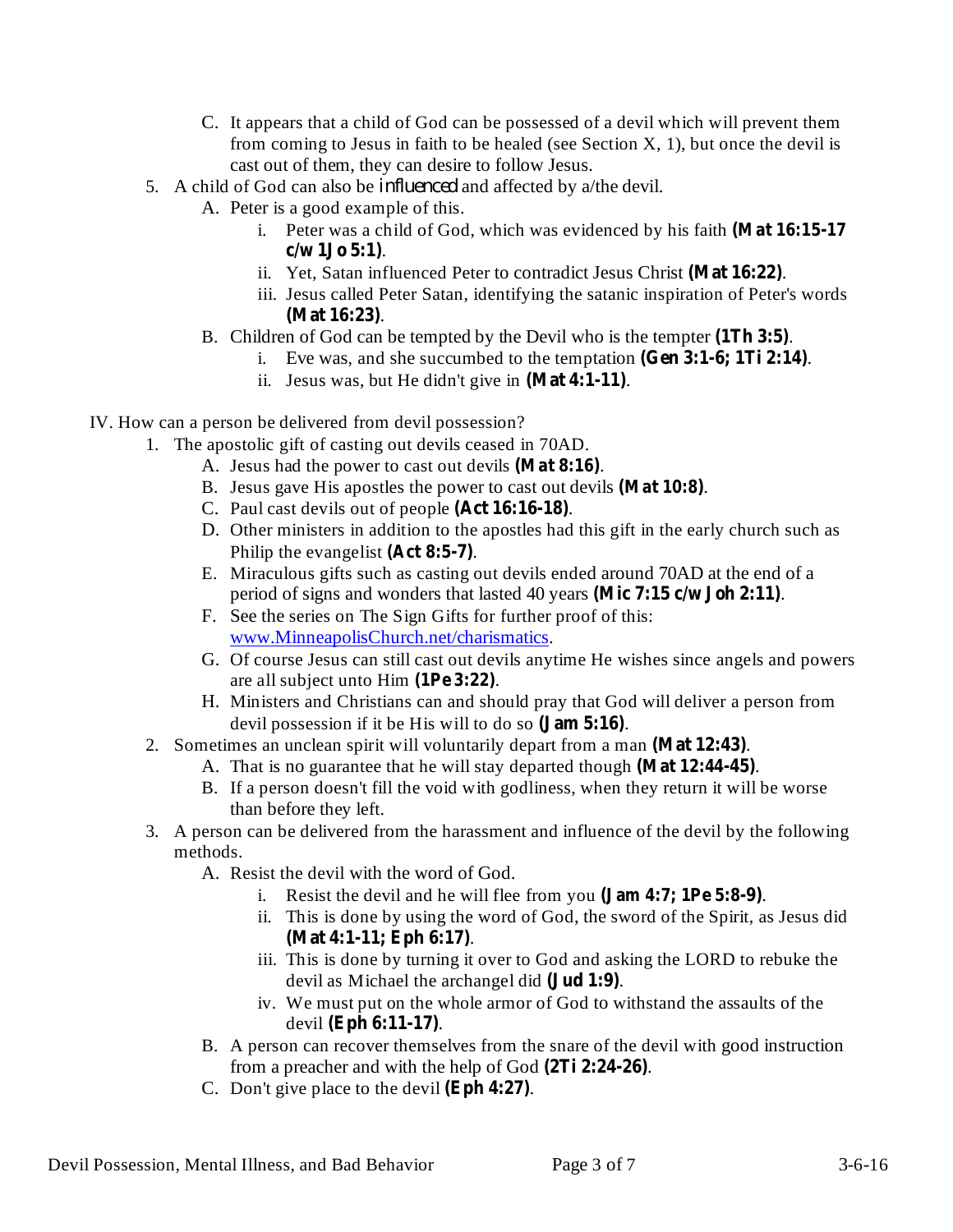C. It appears that a child of God can be possessed of a devil which will prevent them from coming to Jesus in faith to be healed (see Section X, 1), but once the devil is cast out of them, they can desire to follow Jesus.

5. A child of God can also be *influenced* and affected by a/the devil.
   A. Peter is a good example of this.
      i. Peter was a child of God, which was evidenced by his faith **(Mat 16:15-17 c/w 1Jo 5:1)**.
      ii. Yet, Satan influenced Peter to contradict Jesus Christ **(Mat 16:22)**.
      iii. Jesus called Peter Satan, identifying the satanic inspiration of Peter's words **(Mat 16:23)**.
   B. Children of God can be tempted by the Devil who is the tempter **(1Th 3:5)**.
      i. Eve was, and she succumbed to the temptation **(Gen 3:1-6; 1Ti 2:14)**.
      ii. Jesus was, but He didn't give in **(Mat 4:1-11)**.

IV. How can a person be delivered from devil possession?

1. The apostolic gift of casting out devils ceased in 70AD.
   A. Jesus had the power to cast out devils **(Mat 8:16)**.
   B. Jesus gave His apostles the power to cast out devils **(Mat 10:8)**.
   C. Paul cast devils out of people **(Act 16:16-18)**.
   D. Other ministers in addition to the apostles had this gift in the early church such as Philip the evangelist **(Act 8:5-7)**.
   E. Miraculous gifts such as casting out devils ended around 70AD at the end of a period of signs and wonders that lasted 40 years **(Mic 7:15 c/w Joh 2:11)**.
   F. See the series on The Sign Gifts for further proof of this: [www.MinneapolisChurch.net/charismatics](www.MinneapolisChurch.net/charismatics).
   G. Of course Jesus can still cast out devils anytime He wishes since angels and powers are all subject unto Him **(1Pe 3:22)**.
   H. Ministers and Christians can and should pray that God will deliver a person from devil possession if it be His will to do so **(Jam 5:16)**.
2. Sometimes an unclean spirit will voluntarily depart from a man **(Mat 12:43)**.
   A. That is no guarantee that he will stay departed though **(Mat 12:44-45)**.
   B. If a person doesn't fill the void with godliness, when they return it will be worse than before they left.
3. A person can be delivered from the harassment and influence of the devil by the following methods.
   A. Resist the devil with the word of God.
      i. Resist the devil and he will flee from you **(Jam 4:7; 1Pe 5:8-9)**.
      ii. This is done by using the word of God, the sword of the Spirit, as Jesus did **(Mat 4:1-11; Eph 6:17)**.
      iii. This is done by turning it over to God and asking the LORD to rebuke the devil as Michael the archangel did **(Jud 1:9)**.
      iv. We must put on the whole armor of God to withstand the assaults of the devil **(Eph 6:11-17)**.
   B. A person can recover themselves from the snare of the devil with good instruction from a preacher and with the help of God **(2Ti 2:24-26)**.
   C. Don't give place to the devil **(Eph 4:27)**.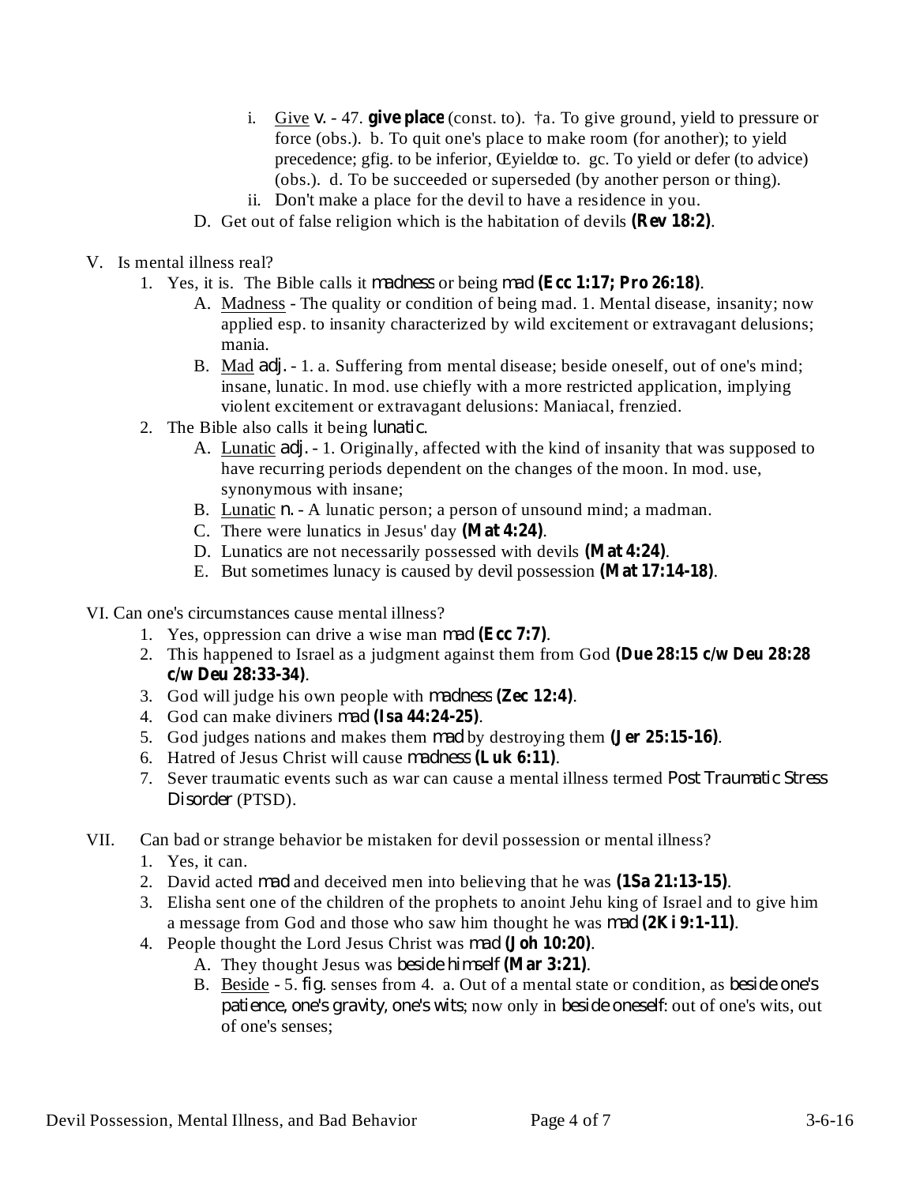i. Give *v.* - 47. **give place** (const. to). †a. To give ground, yield to pressure or force (obs.). b. To quit one's place to make room (for another); to yield precedence; gfig. to be inferior, Œyieldœ to. gc. To yield or defer (to advice) (obs.). d. To be succeeded or superseded (by another person or thing).

ii. Don't make a place for the devil to have a residence in you.

D. Get out of false religion which is the habitation of devils **(Rev 18:2)**.

V. Is mental illness real?

1. Yes, it is. The Bible calls it *madness* or being *mad* **(Ecc 1:17; Pro 26:18)**.
   - A. Madness - The quality or condition of being mad. 1. Mental disease, insanity; now applied esp. to insanity characterized by wild excitement or extravagant delusions; mania.
   - B. Mad *adj.* - 1. a. Suffering from mental disease; beside oneself, out of one's mind; insane, lunatic. In mod. use chiefly with a more restricted application, implying violent excitement or extravagant delusions: Maniacal, frenzied.
2. The Bible also calls it being *lunatic*.
   - A. Lunatic *adj.* - 1. Originally, affected with the kind of insanity that was supposed to have recurring periods dependent on the changes of the moon. In mod. use, synonymous with insane;
   - B. Lunatic *n.* - A lunatic person; a person of unsound mind; a madman.
   - C. There were lunatics in Jesus' day **(Mat 4:24)**.
   - D. Lunatics are not necessarily possessed with devils **(Mat 4:24)**.
   - E. But sometimes lunacy is caused by devil possession **(Mat 17:14-18)**.

VI. Can one's circumstances cause mental illness?

1. Yes, oppression can drive a wise man *mad* **(Ecc 7:7)**.
2. This happened to Israel as a judgment against them from God **(Due 28:15 c/w Deu 28:28 c/w Deu 28:33-34)**.
3. God will judge his own people with *madness* **(Zec 12:4)**.
4. God can make diviners *mad* **(Isa 44:24-25)**.
5. God judges nations and makes them *mad* by destroying them **(Jer 25:15-16)**.
6. Hatred of Jesus Christ will cause *madness* **(Luk 6:11)**.
7. Sever traumatic events such as war can cause a mental illness termed *Post Traumatic Stress Disorder* (PTSD).

VII. Can bad or strange behavior be mistaken for devil possession or mental illness?

1. Yes, it can.
2. David acted *mad* and deceived men into believing that he was **(1Sa 21:13-15)**.
3. Elisha sent one of the children of the prophets to anoint Jehu king of Israel and to give him a message from God and those who saw him thought he was *mad* **(2Ki 9:1-11)**.
4. People thought the Lord Jesus Christ was *mad* **(Joh 10:20)**.
   - A. They thought Jesus was *beside himself* **(Mar 3:21)**.
   - B. Beside - 5. *fig.* senses from 4. a. Out of a mental state or condition, as *beside one's patience, one's gravity, one's wits*; now only in *beside oneself*: out of one's wits, out of one's senses;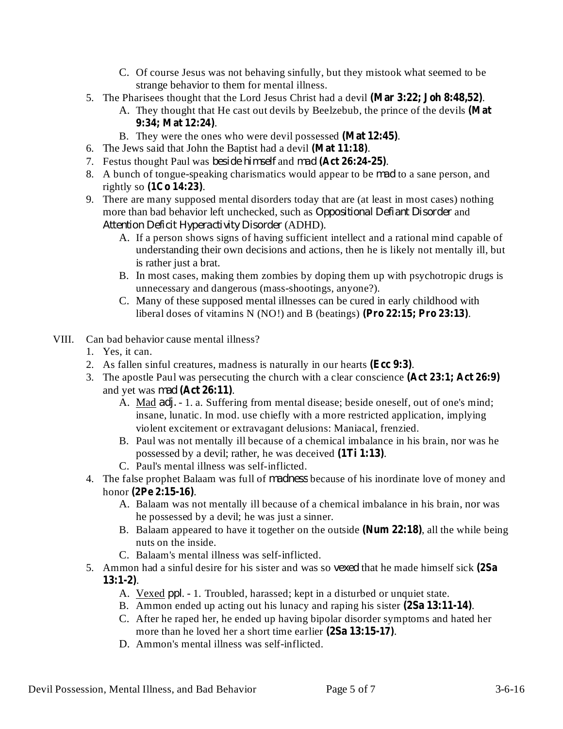C. Of course Jesus was not behaving sinfully, but they mistook what seemed to be strange behavior to them for mental illness.

5. The Pharisees thought that the Lord Jesus Christ had a devil **(Mar 3:22; Joh 8:48,52)**.
   A. They thought that He cast out devils by Beelzebub, the prince of the devils **(Mat 9:34; Mat 12:24)**.
   B. They were the ones who were devil possessed **(Mat 12:45)**.
6. The Jews said that John the Baptist had a devil **(Mat 11:18)**.
7. Festus thought Paul was *beside himself* and *mad* **(Act 26:24-25)**.
8. A bunch of tongue-speaking charismatics would appear to be *mad* to a sane person, and rightly so **(1Co 14:23)**.
9. There are many supposed mental disorders today that are (at least in most cases) nothing more than bad behavior left unchecked, such as *Oppositional Defiant Disorder* and *Attention Deficit Hyperactivity Disorder* (ADHD).
   A. If a person shows signs of having sufficient intellect and a rational mind capable of understanding their own decisions and actions, then he is likely not mentally ill, but is rather just a brat.
   B. In most cases, making them zombies by doping them up with psychotropic drugs is unnecessary and dangerous (mass-shootings, anyone?).
   C. Many of these supposed mental illnesses can be cured in early childhood with liberal doses of vitamins N (NO!) and B (beatings) **(Pro 22:15; Pro 23:13)**.

VIII. Can bad behavior cause mental illness?

1. Yes, it can.
2. As fallen sinful creatures, madness is naturally in our hearts **(Ecc 9:3)**.
3. The apostle Paul was persecuting the church with a clear conscience **(Act 23:1; Act 26:9)** and yet was *mad* **(Act 26:11)**.
   A. Mad *adj.* - 1. a. Suffering from mental disease; beside oneself, out of one's mind; insane, lunatic. In mod. use chiefly with a more restricted application, implying violent excitement or extravagant delusions: Maniacal, frenzied.
   B. Paul was not mentally ill because of a chemical imbalance in his brain, nor was he possessed by a devil; rather, he was deceived **(1Ti 1:13)**.
   C. Paul's mental illness was self-inflicted.
4. The false prophet Balaam was full of *madness* because of his inordinate love of money and honor **(2Pe 2:15-16)**.
   A. Balaam was not mentally ill because of a chemical imbalance in his brain, nor was he possessed by a devil; he was just a sinner.
   B. Balaam appeared to have it together on the outside **(Num 22:18)**, all the while being nuts on the inside.
   C. Balaam's mental illness was self-inflicted.
5. Ammon had a sinful desire for his sister and was so *vexed* that he made himself sick **(2Sa 13:1-2)**.
   A. Vexed *ppl.* - 1. Troubled, harassed; kept in a disturbed or unquiet state.
   B. Ammon ended up acting out his lunacy and raping his sister **(2Sa 13:11-14)**.
   C. After he raped her, he ended up having bipolar disorder symptoms and hated her more than he loved her a short time earlier **(2Sa 13:15-17)**.
   D. Ammon's mental illness was self-inflicted.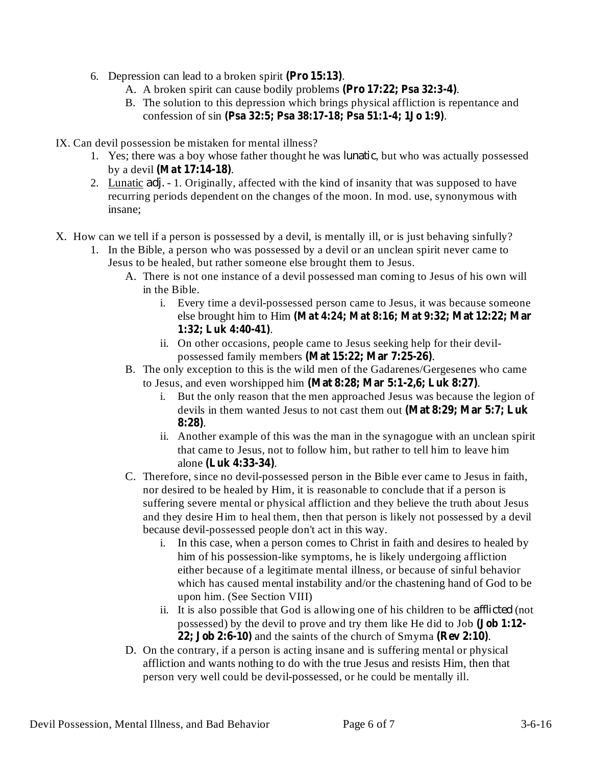6. Depression can lead to a broken spirit **(Pro 15:13)**.
   A. A broken spirit can cause bodily problems **(Pro 17:22; Psa 32:3-4)**.
   B. The solution to this depression which brings physical affliction is repentance and confession of sin **(Psa 32:5; Psa 38:17-18; Psa 51:1-4; 1Jo 1:9)**.

IX. Can devil possession be mistaken for mental illness?

1. Yes; there was a boy whose father thought he was *lunatic*, but who was actually possessed by a devil **(Mat 17:14-18)**.
2. Lunatic *adj.* - 1. Originally, affected with the kind of insanity that was supposed to have recurring periods dependent on the changes of the moon. In mod. use, synonymous with insane;

X. How can we tell if a person is possessed by a devil, is mentally ill, or is just behaving sinfully?

1. In the Bible, a person who was possessed by a devil or an unclean spirit never came to Jesus to be healed, but rather someone else brought them to Jesus.
   A. There is not one instance of a devil possessed man coming to Jesus of his own will in the Bible.
      i. Every time a devil-possessed person came to Jesus, it was because someone else brought him to Him **(Mat 4:24; Mat 8:16; Mat 9:32; Mat 12:22; Mar 1:32; Luk 4:40-41)**.
      ii. On other occasions, people came to Jesus seeking help for their devil-possessed family members **(Mat 15:22; Mar 7:25-26)**.
   B. The only exception to this is the wild men of the Gadarenes/Gergesenes who came to Jesus, and even worshipped him **(Mat 8:28; Mar 5:1-2,6; Luk 8:27)**.
      i. But the only reason that the men approached Jesus was because the legion of devils in them wanted Jesus to not cast them out **(Mat 8:29; Mar 5:7; Luk 8:28)**.
      ii. Another example of this was the man in the synagogue with an unclean spirit that came to Jesus, not to follow him, but rather to tell him to leave him alone **(Luk 4:33-34)**.
   C. Therefore, since no devil-possessed person in the Bible ever came to Jesus in faith, nor desired to be healed by Him, it is reasonable to conclude that if a person is suffering severe mental or physical affliction and they believe the truth about Jesus and they desire Him to heal them, then that person is likely not possessed by a devil because devil-possessed people don't act in this way.
      i. In this case, when a person comes to Christ in faith and desires to healed by him of his possession-like symptoms, he is likely undergoing affliction either because of a legitimate mental illness, or because of sinful behavior which has caused mental instability and/or the chastening hand of God to be upon him. (See Section VIII)
      ii. It is also possible that God is allowing one of his children to be *afflicted* (not possessed) by the devil to prove and try them like He did to Job **(Job 1:12-22; Job 2:6-10)** and the saints of the church of Smyrna **(Rev 2:10)**.
   D. On the contrary, if a person is acting insane and is suffering mental or physical affliction and wants nothing to do with the true Jesus and resists Him, then that person very well could be devil-possessed, or he could be mentally ill.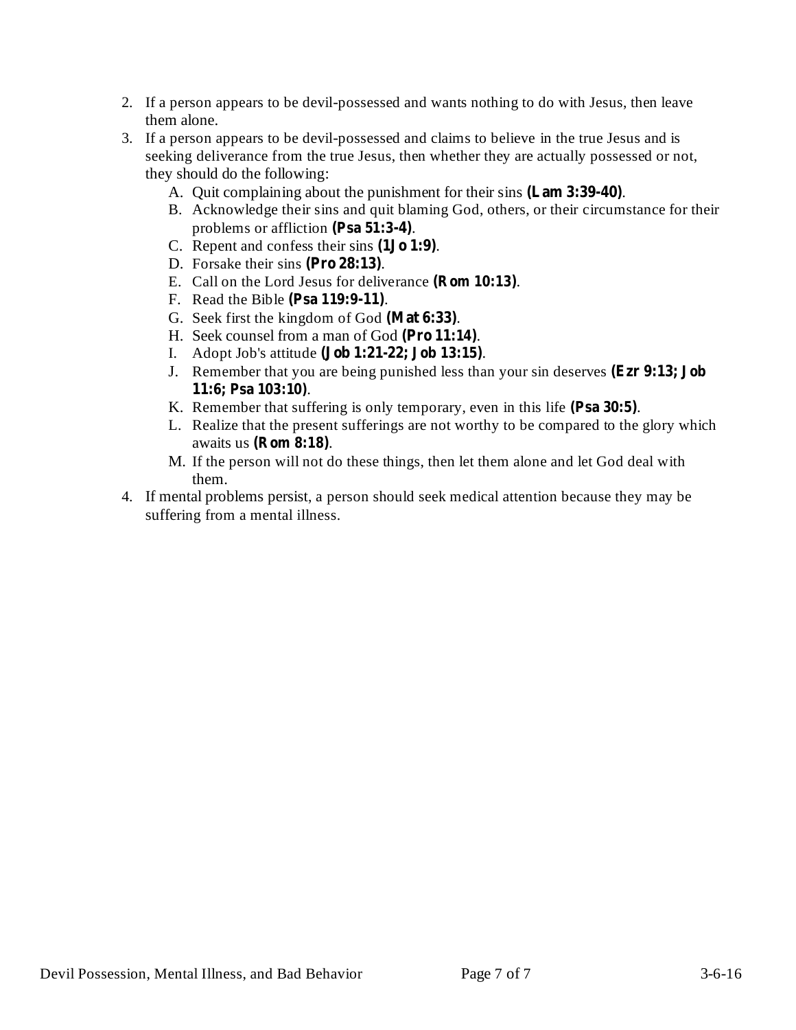2. If a person appears to be devil-possessed and wants nothing to do with Jesus, then leave them alone.
3. If a person appears to be devil-possessed and claims to believe in the true Jesus and is seeking deliverance from the true Jesus, then whether they are actually possessed or not, they should do the following:
   A. Quit complaining about the punishment for their sins **(Lam 3:39-40)**.
   B. Acknowledge their sins and quit blaming God, others, or their circumstance for their problems or affliction **(Psa 51:3-4)**.
   C. Repent and confess their sins **(1Jo 1:9)**.
   D. Forsake their sins **(Pro 28:13)**.
   E. Call on the Lord Jesus for deliverance **(Rom 10:13)**.
   F. Read the Bible **(Psa 119:9-11)**.
   G. Seek first the kingdom of God **(Mat 6:33)**.
   H. Seek counsel from a man of God **(Pro 11:14)**.
   I. Adopt Job's attitude **(Job 1:21-22; Job 13:15)**.
   J. Remember that you are being punished less than your sin deserves **(Ezr 9:13; Job 11:6; Psa 103:10)**.
   K. Remember that suffering is only temporary, even in this life **(Psa 30:5)**.
   L. Realize that the present sufferings are not worthy to be compared to the glory which awaits us **(Rom 8:18)**.
   M. If the person will not do these things, then let them alone and let God deal with them.
4. If mental problems persist, a person should seek medical attention because they may be suffering from a mental illness.